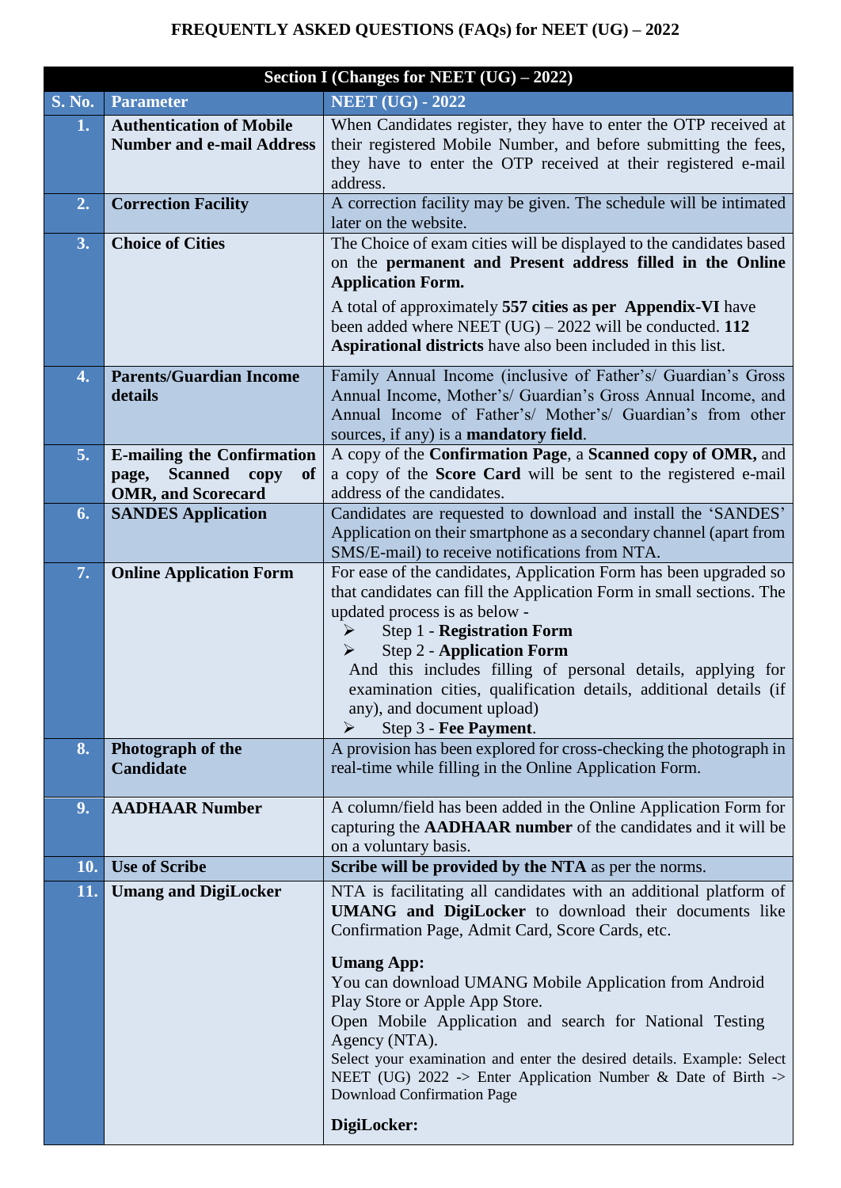# FREQUENTLY ASKED QUESTIONS (FAQs) for NEET (UG) – 2022

| Section I (Changes for NEET (UG) – 2022) | | |
|---|---|---|
| **S. No.** | **Parameter** | **NEET (UG) - 2022** |
| **1.** | **Authentication of Mobile Number and e-mail Address** | When Candidates register, they have to enter the OTP received at their registered Mobile Number, and before submitting the fees, they have to enter the OTP received at their registered e-mail address. |
| **2.** | **Correction Facility** | A correction facility may be given. The schedule will be intimated later on the website. |
| **3.** | **Choice of Cities** | The Choice of exam cities will be displayed to the candidates based on the **permanent and Present address filled in the Online Application Form.**<br><br>A total of approximately **557 cities as per Appendix-VI** have been added where NEET (UG) – 2022 will be conducted. **112 Aspirational districts** have also been included in this list. |
| **4.** | **Parents/Guardian Income details** | Family Annual Income (inclusive of Father's/ Guardian's Gross Annual Income, Mother's/ Guardian's Gross Annual Income, and Annual Income of Father's/ Mother's/ Guardian's from other sources, if any) is a **mandatory field**. |
| **5.** | **E-mailing the Confirmation page, Scanned copy of OMR, and Scorecard** | A copy of the **Confirmation Page**, a **Scanned copy of OMR,** and a copy of the **Score Card** will be sent to the registered e-mail address of the candidates. |
| **6.** | **SANDES Application** | Candidates are requested to download and install the 'SANDES' Application on their smartphone as a secondary channel (apart from SMS/E-mail) to receive notifications from NTA. |
| **7.** | **Online Application Form** | For ease of the candidates, Application Form has been upgraded so that candidates can fill the Application Form in small sections. The updated process is as below -<br>➢ Step 1 - **Registration Form**<br>➢ Step 2 - **Application Form**<br>And this includes filling of personal details, applying for examination cities, qualification details, additional details (if any), and document upload)<br>➢ Step 3 - **Fee Payment**. |
| **8.** | **Photograph of the Candidate** | A provision has been explored for cross-checking the photograph in real-time while filling in the Online Application Form. |
| **9.** | **AADHAAR Number** | A column/field has been added in the Online Application Form for capturing the **AADHAAR number** of the candidates and it will be on a voluntary basis. |
| **10.** | **Use of Scribe** | **Scribe will be provided by the NTA** as per the norms. |
| **11.** | **Umang and DigiLocker** | NTA is facilitating all candidates with an additional platform of **UMANG and DigiLocker** to download their documents like Confirmation Page, Admit Card, Score Cards, etc.<br><br>**Umang App:**<br>You can download UMANG Mobile Application from Android Play Store or Apple App Store.<br>Open Mobile Application and search for National Testing Agency (NTA).<br>Select your examination and enter the desired details. Example: Select NEET (UG) 2022 -> Enter Application Number & Date of Birth -> Download Confirmation Page<br><br>**DigiLocker:** |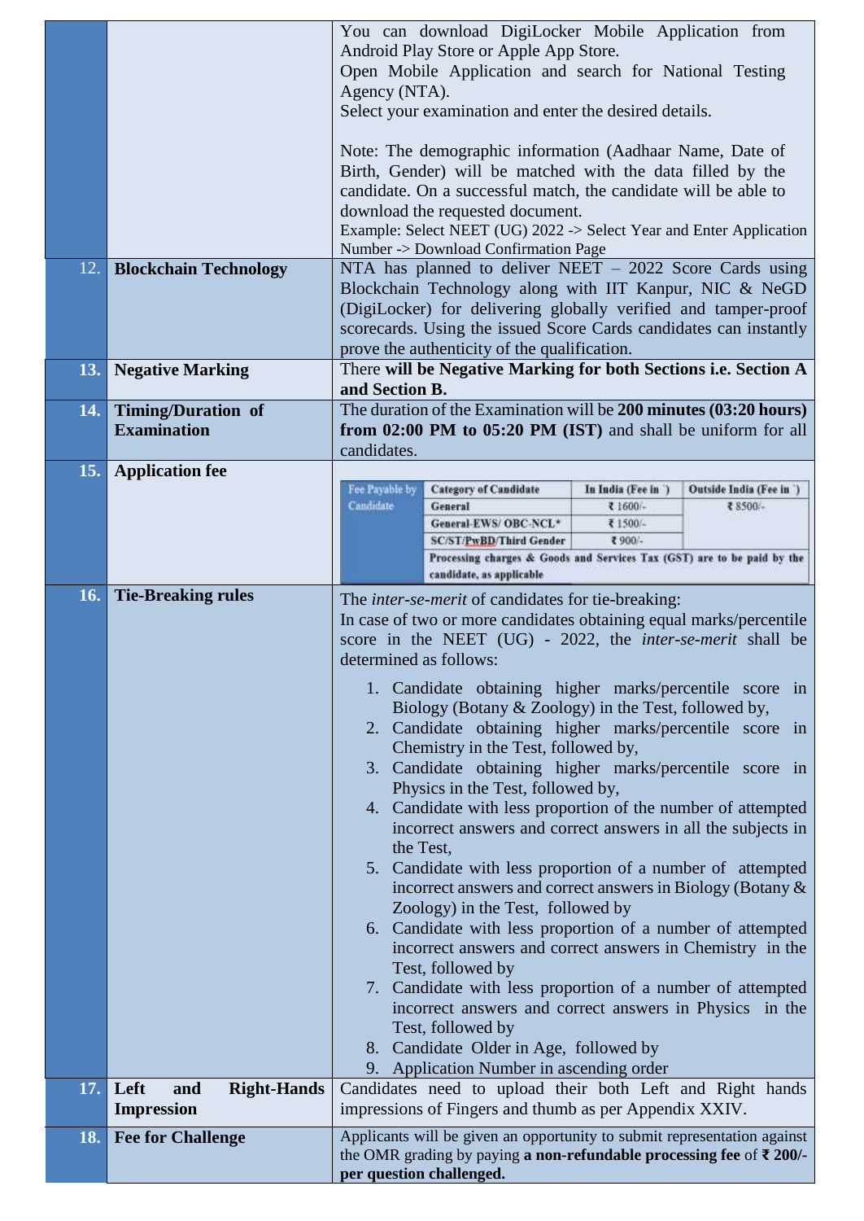| | | |
|---|---|---|
| | | You can download DigiLocker Mobile Application from Android Play Store or Apple App Store.<br>Open Mobile Application and search for National Testing Agency (NTA).<br>Select your examination and enter the desired details.<br><br>Note: The demographic information (Aadhaar Name, Date of Birth, Gender) will be matched with the data filled by the candidate. On a successful match, the candidate will be able to download the requested document.<br>Example: Select NEET (UG) 2022 -> Select Year and Enter Application Number -> Download Confirmation Page |
| 12. | **Blockchain Technology** | NTA has planned to deliver NEET – 2022 Score Cards using Blockchain Technology along with IIT Kanpur, NIC & NeGD (DigiLocker) for delivering globally verified and tamper-proof scorecards. Using the issued Score Cards candidates can instantly prove the authenticity of the qualification. |
| **13.** | **Negative Marking** | There **will be Negative Marking for both Sections i.e. Section A and Section B.** |
| **14.** | **Timing/Duration of Examination** | The duration of the Examination will be **200 minutes (03:20 hours) from 02:00 PM to 05:20 PM (IST)** and shall be uniform for all candidates. |
| **15.** | **Application fee** | (see fee table below) |
| **16.** | **Tie-Breaking rules** | The *inter-se-merit* of candidates for tie-breaking:<br>In case of two or more candidates obtaining equal marks/percentile score in the NEET (UG) - 2022, the *inter-se-merit* shall be determined as follows:<br>1. Candidate obtaining higher marks/percentile score in Biology (Botany & Zoology) in the Test, followed by,<br>2. Candidate obtaining higher marks/percentile score in Chemistry in the Test, followed by,<br>3. Candidate obtaining higher marks/percentile score in Physics in the Test, followed by,<br>4. Candidate with less proportion of the number of attempted incorrect answers and correct answers in all the subjects in the Test,<br>5. Candidate with less proportion of a number of attempted incorrect answers and correct answers in Biology (Botany & Zoology) in the Test, followed by<br>6. Candidate with less proportion of a number of attempted incorrect answers and correct answers in Chemistry in the Test, followed by<br>7. Candidate with less proportion of a number of attempted incorrect answers and correct answers in Physics in the Test, followed by<br>8. Candidate Older in Age, followed by<br>9. Application Number in ascending order |
| **17.** | **Left and Right-Hands Impression** | Candidates need to upload their both Left and Right hands impressions of Fingers and thumb as per Appendix XXIV. |
| **18.** | **Fee for Challenge** | Applicants will be given an opportunity to submit representation against the OMR grading by paying **a non-refundable processing fee** of **₹ 200/- per question challenged.** |

**Application fee (Item 15):**

| Fee Payable by Candidate | Category of Candidate | In India (Fee in ₹) | Outside India (Fee in ₹) |
|---|---|---|---|
| | General | ₹ 1600/- | ₹ 8500/- |
| | General-EWS/ OBC-NCL* | ₹ 1500/- | |
| | SC/ST/PwBD/Third Gender | ₹ 900/- | |
| | Processing charges & Goods and Services Tax (GST) are to be paid by the candidate, as applicable | | |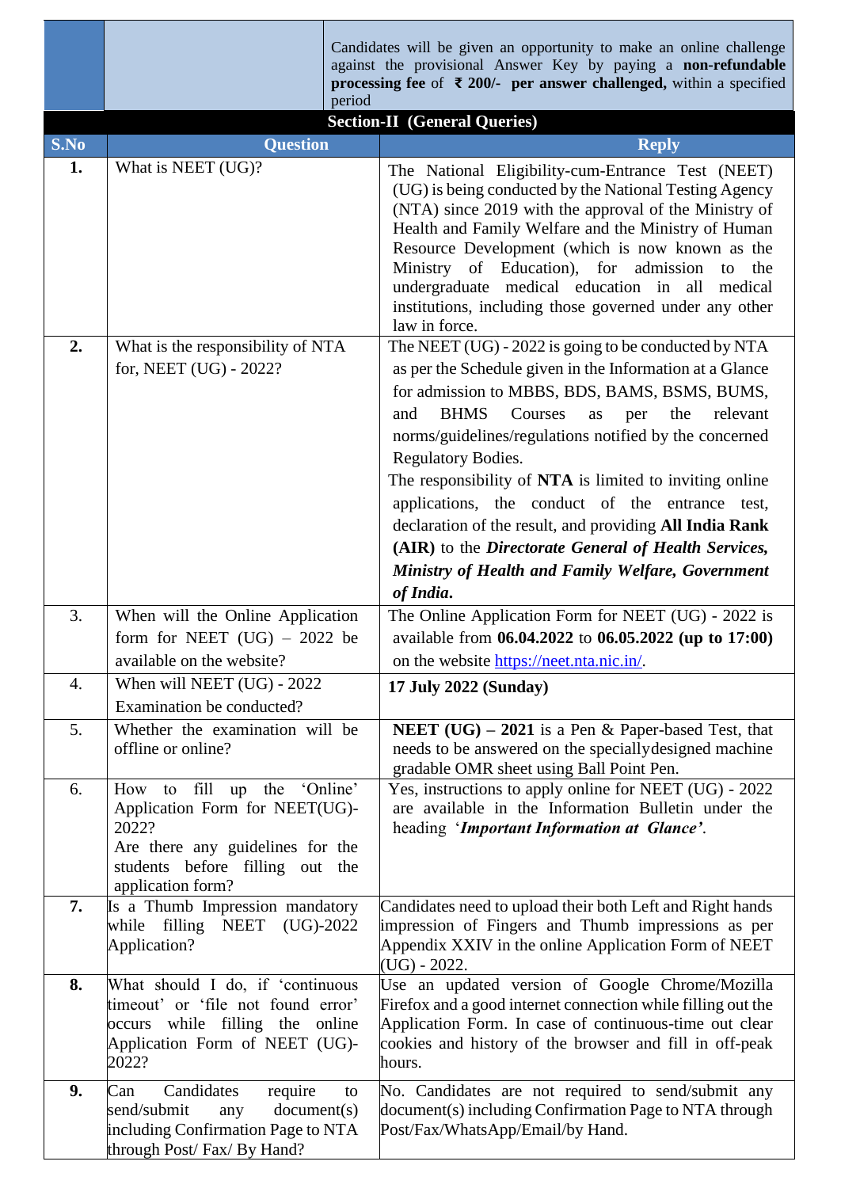| | | Candidates will be given an opportunity to make an online challenge against the provisional Answer Key by paying a **non-refundable processing fee** of **₹ 200/- per answer challenged,** within a specified period |
|---|---|---|

**Section-II (General Queries)**

| S.No | Question | Reply |
|---|---|---|
| **1.** | What is NEET (UG)? | The National Eligibility-cum-Entrance Test (NEET) (UG) is being conducted by the National Testing Agency (NTA) since 2019 with the approval of the Ministry of Health and Family Welfare and the Ministry of Human Resource Development (which is now known as the Ministry of Education), for admission to the undergraduate medical education in all medical institutions, including those governed under any other law in force. |
| **2.** | What is the responsibility of NTA for, NEET (UG) - 2022? | The NEET (UG) - 2022 is going to be conducted by NTA as per the Schedule given in the Information at a Glance for admission to MBBS, BDS, BAMS, BSMS, BUMS, and BHMS Courses as per the relevant norms/guidelines/regulations notified by the concerned Regulatory Bodies.<br>The responsibility of **NTA** is limited to inviting online applications, the conduct of the entrance test, declaration of the result, and providing **All India Rank (AIR)** to the ***Directorate General of Health Services, Ministry of Health and Family Welfare, Government of India*.** |
| 3. | When will the Online Application form for NEET (UG) – 2022 be available on the website? | The Online Application Form for NEET (UG) - 2022 is available from **06.04.2022** to **06.05.2022 (up to 17:00)** on the website https://neet.nta.nic.in/. |
| 4. | When will NEET (UG) - 2022 Examination be conducted? | **17 July 2022 (Sunday)** |
| 5. | Whether the examination will be offline or online? | **NEET (UG) – 2021** is a Pen & Paper-based Test, that needs to be answered on the speciallydesigned machine gradable OMR sheet using Ball Point Pen. |
| 6. | How to fill up the 'Online' Application Form for NEET(UG)-2022?<br>Are there any guidelines for the students before filling out the application form? | Yes, instructions to apply online for NEET (UG) - 2022 are available in the Information Bulletin under the heading '***Important Information at Glance'***. |
| **7.** | Is a Thumb Impression mandatory while filling NEET (UG)-2022 Application? | Candidates need to upload their both Left and Right hands impression of Fingers and Thumb impressions as per Appendix XXIV in the online Application Form of NEET (UG) - 2022. |
| **8.** | What should I do, if 'continuous timeout' or 'file not found error' occurs while filling the online Application Form of NEET (UG)-2022? | Use an updated version of Google Chrome/Mozilla Firefox and a good internet connection while filling out the Application Form. In case of continuous-time out clear cookies and history of the browser and fill in off-peak hours. |
| **9.** | Can Candidates require to send/submit any document(s) including Confirmation Page to NTA through Post/ Fax/ By Hand? | No. Candidates are not required to send/submit any document(s) including Confirmation Page to NTA through Post/Fax/WhatsApp/Email/by Hand. |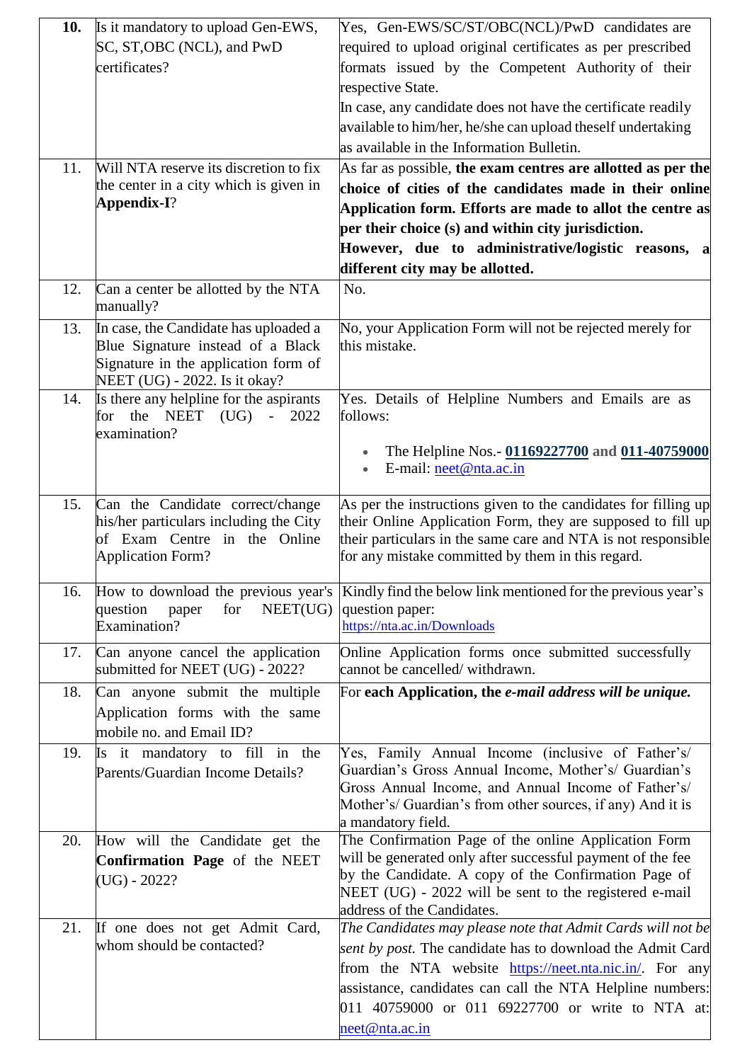| | | |
|---|---|---|
| **10.** | Is it mandatory to upload Gen-EWS, SC, ST,OBC (NCL), and PwD certificates? | Yes, Gen-EWS/SC/ST/OBC(NCL)/PwD candidates are required to upload original certificates as per prescribed formats issued by the Competent Authority of their respective State.<br>In case, any candidate does not have the certificate readily available to him/her, he/she can upload theself undertaking as available in the Information Bulletin. |
| 11. | Will NTA reserve its discretion to fix the center in a city which is given in **Appendix-I**? | As far as possible, **the exam centres are allotted as per the choice of cities of the candidates made in their online Application form. Efforts are made to allot the centre as per their choice (s) and within city jurisdiction.**<br>**However, due to administrative/logistic reasons, a different city may be allotted.** |
| 12. | Can a center be allotted by the NTA manually? | No. |
| 13. | In case, the Candidate has uploaded a Blue Signature instead of a Black Signature in the application form of NEET (UG) - 2022. Is it okay? | No, your Application Form will not be rejected merely for this mistake. |
| 14. | Is there any helpline for the aspirants for the NEET (UG) - 2022 examination? | Yes. Details of Helpline Numbers and Emails are as follows:<br>• The Helpline Nos.- **01169227700 and 011-40759000**<br>• E-mail: neet@nta.ac.in |
| 15. | Can the Candidate correct/change his/her particulars including the City of Exam Centre in the Online Application Form? | As per the instructions given to the candidates for filling up their Online Application Form, they are supposed to fill up their particulars in the same care and NTA is not responsible for any mistake committed by them in this regard. |
| 16. | How to download the previous year's question paper for NEET(UG) Examination? | Kindly find the below link mentioned for the previous year's question paper:<br>https://nta.ac.in/Downloads |
| 17. | Can anyone cancel the application submitted for NEET (UG) - 2022? | Online Application forms once submitted successfully cannot be cancelled/ withdrawn. |
| 18. | Can anyone submit the multiple Application forms with the same mobile no. and Email ID? | For **each Application, the *e-mail address will be unique.*** |
| 19. | Is it mandatory to fill in the Parents/Guardian Income Details? | Yes, Family Annual Income (inclusive of Father's/ Guardian's Gross Annual Income, Mother's/ Guardian's Gross Annual Income, and Annual Income of Father's/ Mother's/ Guardian's from other sources, if any) And it is a mandatory field. |
| 20. | How will the Candidate get the **Confirmation Page** of the NEET (UG) - 2022? | The Confirmation Page of the online Application Form will be generated only after successful payment of the fee by the Candidate. A copy of the Confirmation Page of NEET (UG) - 2022 will be sent to the registered e-mail address of the Candidates. |
| 21. | If one does not get Admit Card, whom should be contacted? | *The Candidates may please note that Admit Cards will not be sent by post.* The candidate has to download the Admit Card from the NTA website https://neet.nta.nic.in/. For any assistance, candidates can call the NTA Helpline numbers: 011 40759000 or 011 69227700 or write to NTA at: neet@nta.ac.in |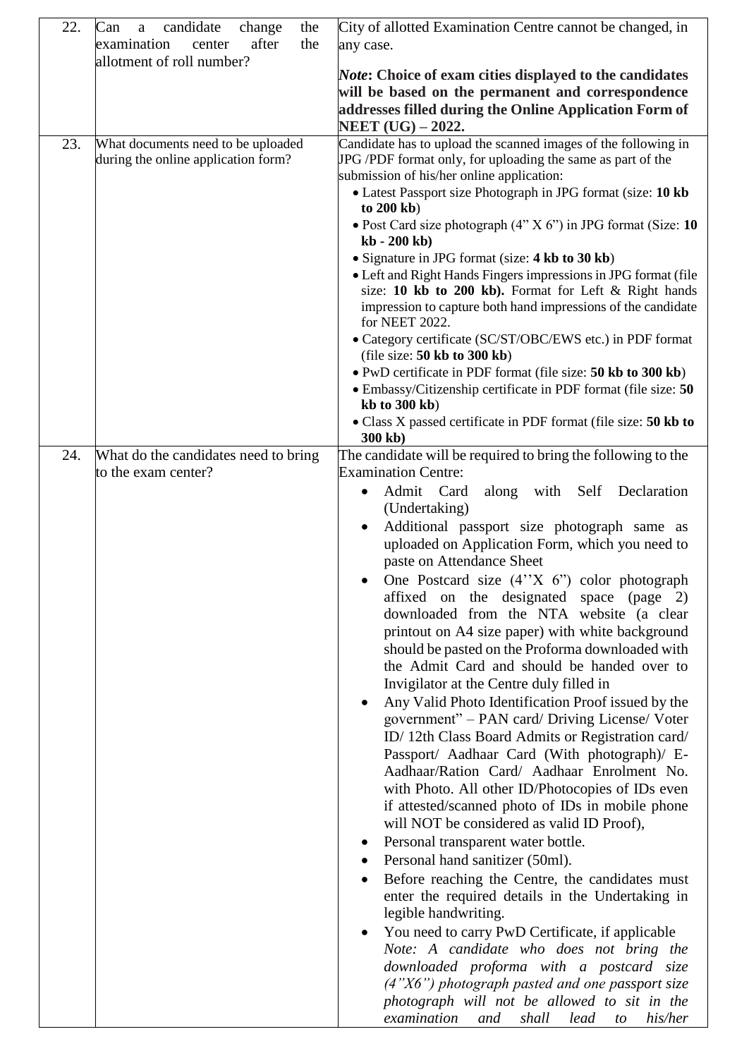| | | |
|---|---|---|
| 22. | Can a candidate change the examination center after the allotment of roll number? | City of allotted Examination Centre cannot be changed, in any case.<br><br>***Note*: Choice of exam cities displayed to the candidates will be based on the permanent and correspondence addresses filled during the Online Application Form of NEET (UG) – 2022.** |
| 23. | What documents need to be uploaded during the online application form? | Candidate has to upload the scanned images of the following in JPG /PDF format only, for uploading the same as part of the submission of his/her online application:<br>• Latest Passport size Photograph in JPG format (size: **10 kb to 200 kb**)<br>• Post Card size photograph (4" X 6") in JPG format (Size: **10 kb - 200 kb)**<br>• Signature in JPG format (size: **4 kb to 30 kb**)<br>• Left and Right Hands Fingers impressions in JPG format (file size: **10 kb to 200 kb).** Format for Left & Right hands impression to capture both hand impressions of the candidate for NEET 2022.<br>• Category certificate (SC/ST/OBC/EWS etc.) in PDF format (file size: **50 kb to 300 kb**)<br>• PwD certificate in PDF format (file size: **50 kb to 300 kb**)<br>• Embassy/Citizenship certificate in PDF format (file size: **50 kb to 300 kb**)<br>• Class X passed certificate in PDF format (file size: **50 kb to 300 kb)** |
| 24. | What do the candidates need to bring to the exam center? | The candidate will be required to bring the following to the Examination Centre:<br>• Admit Card along with Self Declaration (Undertaking)<br>• Additional passport size photograph same as uploaded on Application Form, which you need to paste on Attendance Sheet<br>• One Postcard size (4''X 6") color photograph affixed on the designated space (page 2) downloaded from the NTA website (a clear printout on A4 size paper) with white background should be pasted on the Proforma downloaded with the Admit Card and should be handed over to Invigilator at the Centre duly filled in<br>• Any Valid Photo Identification Proof issued by the government" – PAN card/ Driving License/ Voter ID/ 12th Class Board Admits or Registration card/ Passport/ Aadhaar Card (With photograph)/ E-Aadhaar/Ration Card/ Aadhaar Enrolment No. with Photo. All other ID/Photocopies of IDs even if attested/scanned photo of IDs in mobile phone will NOT be considered as valid ID Proof),<br>• Personal transparent water bottle.<br>• Personal hand sanitizer (50ml).<br>• Before reaching the Centre, the candidates must enter the required details in the Undertaking in legible handwriting.<br>• You need to carry PwD Certificate, if applicable<br>*Note: A candidate who does not bring the downloaded proforma with a postcard size (4"X6") photograph pasted and one passport size photograph will not be allowed to sit in the examination and shall lead to his/her* |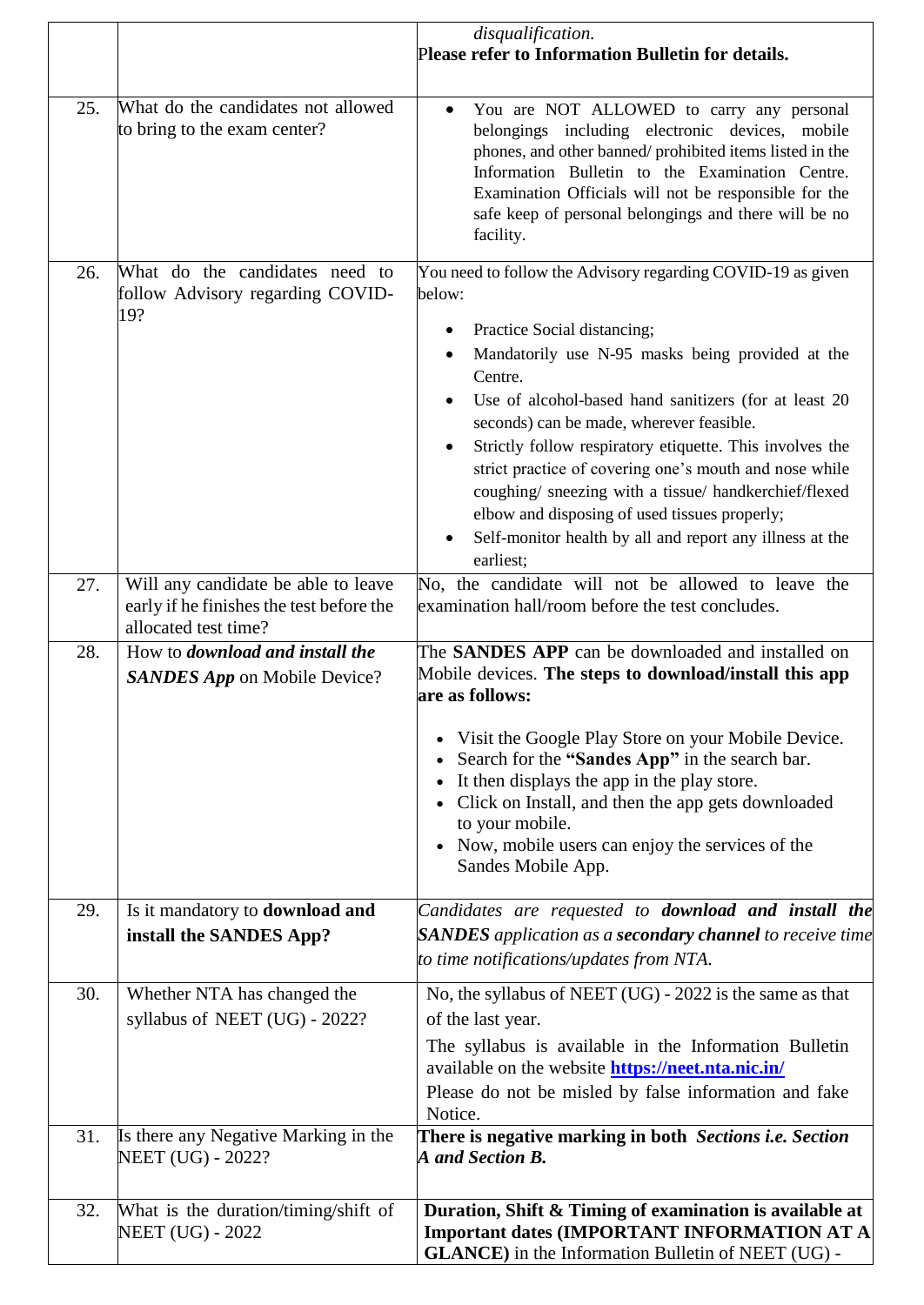| | | |
|---|---|---|
| | | *disqualification.* **Please refer to Information Bulletin for details.** |
| 25. | What do the candidates not allowed to bring to the exam center? | • You are NOT ALLOWED to carry any personal belongings including electronic devices, mobile phones, and other banned/ prohibited items listed in the Information Bulletin to the Examination Centre. Examination Officials will not be responsible for the safe keep of personal belongings and there will be no facility. |
| 26. | What do the candidates need to follow Advisory regarding COVID-19? | You need to follow the Advisory regarding COVID-19 as given below:<br>• Practice Social distancing;<br>• Mandatorily use N-95 masks being provided at the Centre.<br>• Use of alcohol-based hand sanitizers (for at least 20 seconds) can be made, wherever feasible.<br>• Strictly follow respiratory etiquette. This involves the strict practice of covering one's mouth and nose while coughing/ sneezing with a tissue/ handkerchief/flexed elbow and disposing of used tissues properly;<br>• Self-monitor health by all and report any illness at the earliest; |
| 27. | Will any candidate be able to leave early if he finishes the test before the allocated test time? | No, the candidate will not be allowed to leave the examination hall/room before the test concludes. |
| 28. | How to ***download and install the SANDES App*** on Mobile Device? | The **SANDES APP** can be downloaded and installed on Mobile devices. **The steps to download/install this app are as follows:**<br>• Visit the Google Play Store on your Mobile Device.<br>• Search for the **"Sandes App"** in the search bar.<br>• It then displays the app in the play store.<br>• Click on Install, and then the app gets downloaded to your mobile.<br>• Now, mobile users can enjoy the services of the Sandes Mobile App. |
| 29. | Is it mandatory to **download and install the SANDES App?** | *Candidates are requested to **download and install the SANDES** application as a **secondary channel** to receive time to time notifications/updates from NTA.* |
| 30. | Whether NTA has changed the syllabus of NEET (UG) - 2022? | No, the syllabus of NEET (UG) - 2022 is the same as that of the last year.<br>The syllabus is available in the Information Bulletin available on the website **[https://neet.nta.nic.in/](https://neet.nta.nic.in/)**<br>Please do not be misled by false information and fake Notice. |
| 31. | Is there any Negative Marking in the NEET (UG) - 2022? | **There is negative marking in both *Sections i.e. Section A and Section B.*** |
| 32. | What is the duration/timing/shift of NEET (UG) - 2022 | **Duration, Shift & Timing of examination is available at Important dates (IMPORTANT INFORMATION AT A GLANCE)** in the Information Bulletin of NEET (UG) - |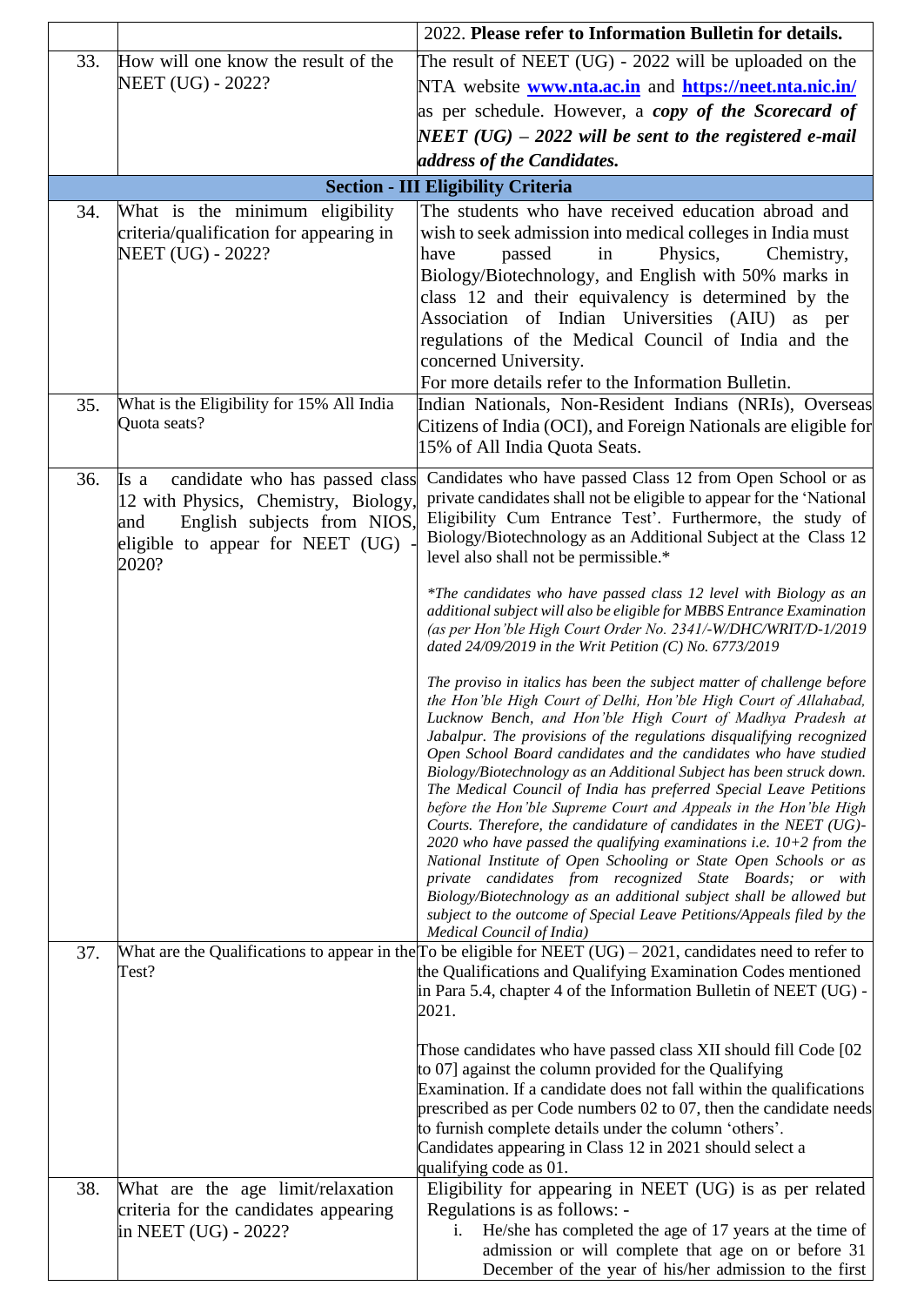| | | |
|---|---|---|
| | | 2022. **Please refer to Information Bulletin for details.** |
| 33. | How will one know the result of the NEET (UG) - 2022? | The result of NEET (UG) - 2022 will be uploaded on the NTA website **www.nta.ac.in** and **https://neet.nta.nic.in/** as per schedule. However, a ***copy of the Scorecard of NEET (UG) – 2022 will be sent to the registered e-mail address of the Candidates.*** |
| | **Section - III Eligibility Criteria** | |
| 34. | What is the minimum eligibility criteria/qualification for appearing in NEET (UG) - 2022? | The students who have received education abroad and wish to seek admission into medical colleges in India must have passed in Physics, Chemistry, Biology/Biotechnology, and English with 50% marks in class 12 and their equivalency is determined by the Association of Indian Universities (AIU) as per regulations of the Medical Council of India and the concerned University.<br>For more details refer to the Information Bulletin. |
| 35. | What is the Eligibility for 15% All India Quota seats? | Indian Nationals, Non-Resident Indians (NRIs), Overseas Citizens of India (OCI), and Foreign Nationals are eligible for 15% of All India Quota Seats. |
| 36. | Is a candidate who has passed class 12 with Physics, Chemistry, Biology, and English subjects from NIOS, eligible to appear for NEET (UG) - 2020? | Candidates who have passed Class 12 from Open School or as private candidates shall not be eligible to appear for the 'National Eligibility Cum Entrance Test'. Furthermore, the study of Biology/Biotechnology as an Additional Subject at the Class 12 level also shall not be permissible.*<br><br>*\*The candidates who have passed class 12 level with Biology as an additional subject will also be eligible for MBBS Entrance Examination (as per Hon'ble High Court Order No. 2341/-W/DHC/WRIT/D-1/2019 dated 24/09/2019 in the Writ Petition (C) No. 6773/2019*<br><br>*The proviso in italics has been the subject matter of challenge before the Hon'ble High Court of Delhi, Hon'ble High Court of Allahabad, Lucknow Bench, and Hon'ble High Court of Madhya Pradesh at Jabalpur. The provisions of the regulations disqualifying recognized Open School Board candidates and the candidates who have studied Biology/Biotechnology as an Additional Subject has been struck down. The Medical Council of India has preferred Special Leave Petitions before the Hon'ble Supreme Court and Appeals in the Hon'ble High Courts. Therefore, the candidature of candidates in the NEET (UG)-2020 who have passed the qualifying examinations i.e. 10+2 from the National Institute of Open Schooling or State Open Schools or as private candidates from recognized State Boards; or with Biology/Biotechnology as an additional subject shall be allowed but subject to the outcome of Special Leave Petitions/Appeals filed by the Medical Council of India)* |
| 37. | What are the Qualifications to appear in the Test? | To be eligible for NEET (UG) – 2021, candidates need to refer to the Qualifications and Qualifying Examination Codes mentioned in Para 5.4, chapter 4 of the Information Bulletin of NEET (UG) - 2021.<br><br>Those candidates who have passed class XII should fill Code [02 to 07] against the column provided for the Qualifying Examination. If a candidate does not fall within the qualifications prescribed as per Code numbers 02 to 07, then the candidate needs to furnish complete details under the column 'others'.<br>Candidates appearing in Class 12 in 2021 should select a qualifying code as 01. |
| 38. | What are the age limit/relaxation criteria for the candidates appearing in NEET (UG) - 2022? | Eligibility for appearing in NEET (UG) is as per related Regulations is as follows: -<br>i. He/she has completed the age of 17 years at the time of admission or will complete that age on or before 31 December of the year of his/her admission to the first |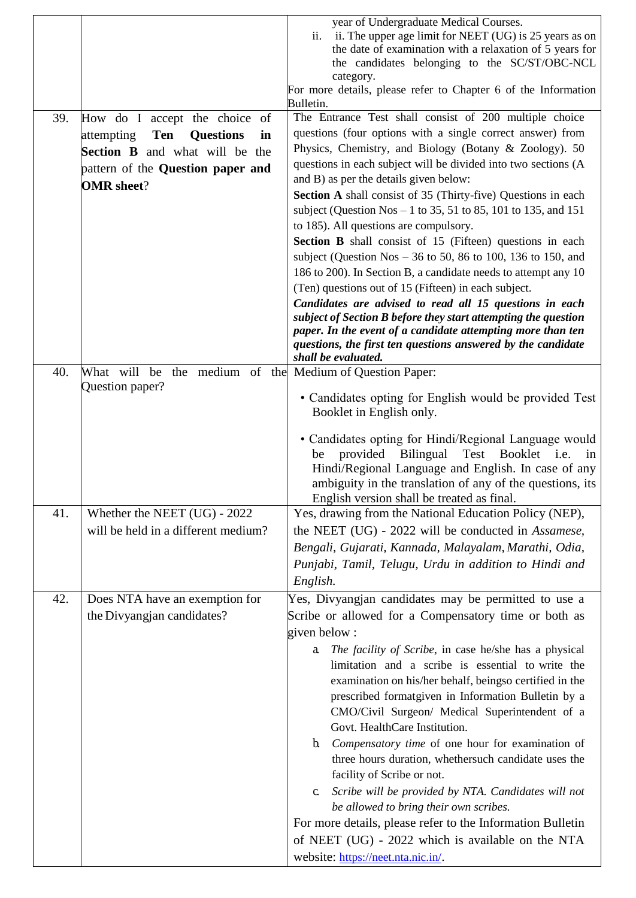| | | |
|---|---|---|
| | | year of Undergraduate Medical Courses.<br>ii. ii. The upper age limit for NEET (UG) is 25 years as on the date of examination with a relaxation of 5 years for the candidates belonging to the SC/ST/OBC-NCL category.<br>For more details, please refer to Chapter 6 of the Information Bulletin. |
| 39. | How do I accept the choice of attempting **Ten Questions in Section B** and what will be the pattern of the **Question paper and OMR sheet**? | The Entrance Test shall consist of 200 multiple choice questions (four options with a single correct answer) from Physics, Chemistry, and Biology (Botany & Zoology). 50 questions in each subject will be divided into two sections (A and B) as per the details given below:<br>**Section A** shall consist of 35 (Thirty-five) Questions in each subject (Question Nos – 1 to 35, 51 to 85, 101 to 135, and 151 to 185). All questions are compulsory.<br>**Section B** shall consist of 15 (Fifteen) questions in each subject (Question Nos – 36 to 50, 86 to 100, 136 to 150, and 186 to 200). In Section B, a candidate needs to attempt any 10 (Ten) questions out of 15 (Fifteen) in each subject.<br>***Candidates are advised to read all 15 questions in each subject of Section B before they start attempting the question paper. In the event of a candidate attempting more than ten questions, the first ten questions answered by the candidate shall be evaluated.*** |
| 40. | What will be the medium of the Question paper? | Medium of Question Paper:<br>• Candidates opting for English would be provided Test Booklet in English only.<br>• Candidates opting for Hindi/Regional Language would be provided Bilingual Test Booklet i.e. in Hindi/Regional Language and English. In case of any ambiguity in the translation of any of the questions, its English version shall be treated as final. |
| 41. | Whether the NEET (UG) - 2022 will be held in a different medium? | Yes, drawing from the National Education Policy (NEP), the NEET (UG) - 2022 will be conducted in *Assamese, Bengali, Gujarati, Kannada, Malayalam, Marathi, Odia, Punjabi, Tamil, Telugu, Urdu in addition to Hindi and English.* |
| 42. | Does NTA have an exemption for the Divyangjan candidates? | Yes, Divyangjan candidates may be permitted to use a Scribe or allowed for a Compensatory time or both as given below :<br>a. *The facility of Scribe*, in case he/she has a physical limitation and a scribe is essential to write the examination on his/her behalf, beingso certified in the prescribed formatgiven in Information Bulletin by a CMO/Civil Surgeon/ Medical Superintendent of a Govt. HealthCare Institution.<br>b. *Compensatory time* of one hour for examination of three hours duration, whethersuch candidate uses the facility of Scribe or not.<br>c. *Scribe will be provided by NTA. Candidates will not be allowed to bring their own scribes.*<br>For more details, please refer to the Information Bulletin of NEET (UG) - 2022 which is available on the NTA website: https://neet.nta.nic.in/. |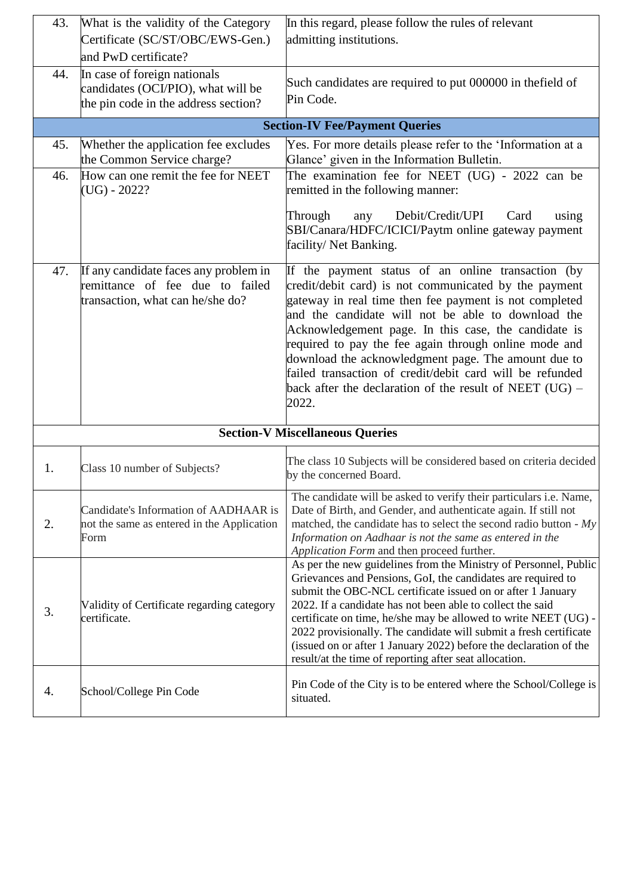| | | |
|---|---|---|
| 43. | What is the validity of the Category Certificate (SC/ST/OBC/EWS-Gen.) and PwD certificate? | In this regard, please follow the rules of relevant admitting institutions. |
| 44. | In case of foreign nationals candidates (OCI/PIO), what will be the pin code in the address section? | Such candidates are required to put 000000 in thefield of Pin Code. |
| | **Section-IV Fee/Payment Queries** | |
| 45. | Whether the application fee excludes the Common Service charge? | Yes. For more details please refer to the 'Information at a Glance' given in the Information Bulletin. |
| 46. | How can one remit the fee for NEET (UG) - 2022? | The examination fee for NEET (UG) - 2022 can be remitted in the following manner:<br><br>Through any Debit/Credit/UPI Card using SBI/Canara/HDFC/ICICI/Paytm online gateway payment facility/ Net Banking. |
| 47. | If any candidate faces any problem in remittance of fee due to failed transaction, what can he/she do? | If the payment status of an online transaction (by credit/debit card) is not communicated by the payment gateway in real time then fee payment is not completed and the candidate will not be able to download the Acknowledgement page. In this case, the candidate is required to pay the fee again through online mode and download the acknowledgment page. The amount due to failed transaction of credit/debit card will be refunded back after the declaration of the result of NEET (UG) – 2022. |
| | **Section-V Miscellaneous Queries** | |
| 1. | Class 10 number of Subjects? | The class 10 Subjects will be considered based on criteria decided by the concerned Board. |
| 2. | Candidate's Information of AADHAAR is not the same as entered in the Application Form | The candidate will be asked to verify their particulars i.e. Name, Date of Birth, and Gender, and authenticate again. If still not matched, the candidate has to select the second radio button - *My Information on Aadhaar is not the same as entered in the Application Form* and then proceed further. |
| 3. | Validity of Certificate regarding category certificate. | As per the new guidelines from the Ministry of Personnel, Public Grievances and Pensions, GoI, the candidates are required to submit the OBC-NCL certificate issued on or after 1 January 2022. If a candidate has not been able to collect the said certificate on time, he/she may be allowed to write NEET (UG) - 2022 provisionally. The candidate will submit a fresh certificate (issued on or after 1 January 2022) before the declaration of the result/at the time of reporting after seat allocation. |
| 4. | School/College Pin Code | Pin Code of the City is to be entered where the School/College is situated. |